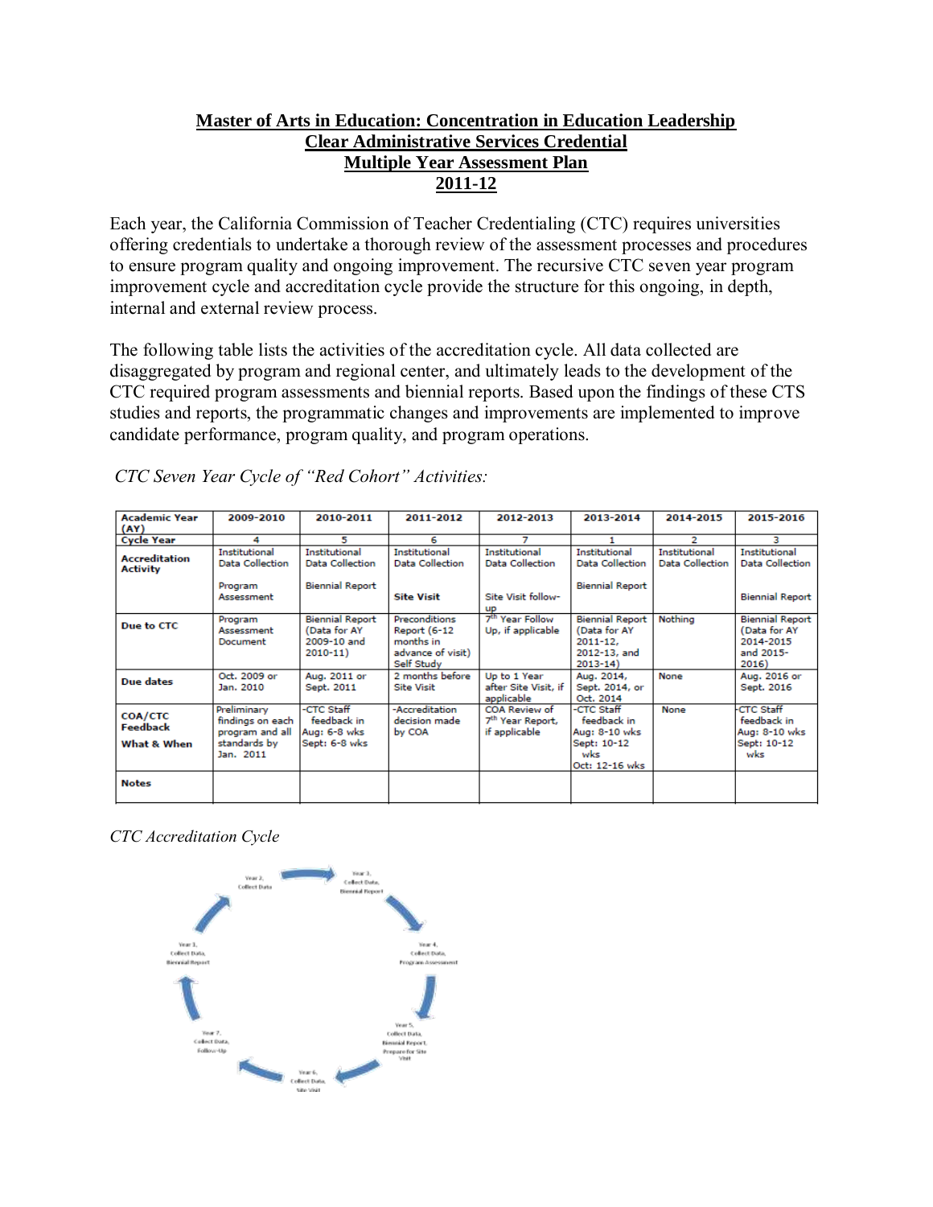# Master of Arts in Education: Concentration in Education Leadership
## Clear Administrative Services Credential
## Multiple Year Assessment Plan
## 2011-12

Each year, the California Commission of Teacher Credentialing (CTC) requires universities offering credentials to undertake a thorough review of the assessment processes and procedures to ensure program quality and ongoing improvement. The recursive CTC seven year program improvement cycle and accreditation cycle provide the structure for this ongoing, in depth, internal and external review process.

The following table lists the activities of the accreditation cycle. All data collected are disaggregated by program and regional center, and ultimately leads to the development of the CTC required program assessments and biennial reports. Based upon the findings of these CTS studies and reports, the programmatic changes and improvements are implemented to improve candidate performance, program quality, and program operations.

*CTC Seven Year Cycle of "Red Cohort" Activities:*

| **Academic Year (AY)** | **2009-2010** | **2010-2011** | **2011-2012** | **2012-2013** | **2013-2014** | **2014-2015** | **2015-2016** |
|---|---|---|---|---|---|---|---|
| **Cycle Year** | 4 | 5 | 6 | 7 | 1 | 2 | 3 |
| **Accreditation Activity** | Institutional Data Collection<br><br>Program Assessment | Institutional Data Collection<br><br>Biennial Report | Institutional Data Collection<br><br>**Site Visit** | Institutional Data Collection<br><br>Site Visit follow-up | Institutional Data Collection<br><br>Biennial Report | Institutional Data Collection | Institutional Data Collection<br><br>Biennial Report |
| **Due to CTC** | Program Assessment Document | Biennial Report (Data for AY 2009-10 and 2010-11) | Preconditions Report (6-12 months in advance of visit) Self Study | 7th Year Follow Up, if applicable | Biennial Report (Data for AY 2011-12, 2012-13, and 2013-14) | Nothing | Biennial Report (Data for AY 2014-2015 and 2015-2016) |
| **Due dates** | Oct. 2009 or Jan. 2010 | Aug. 2011 or Sept. 2011 | 2 months before Site Visit | Up to 1 Year after Site Visit, if applicable | Aug. 2014, Sept. 2014, or Oct. 2014 | None | Aug. 2016 or Sept. 2016 |
| **COA/CTC Feedback**<br>**What & When** | Preliminary findings on each program and all standards by Jan. 2011 | -CTC Staff feedback in Aug: 6-8 wks Sept: 6-8 wks | -Accreditation decision made by COA | COA Review of 7th Year Report, if applicable | -CTC Staff feedback in Aug: 8-10 wks Sept: 10-12 wks Oct: 12-16 wks | None | -CTC Staff feedback in Aug: 8-10 wks Sept: 10-12 wks |
| **Notes** | | | | | | | |

*CTC Accreditation Cycle*

Year 1, Collect Data, Biennial Report
Year 2, Collect Data
Year 3, Collect Data, Biennial Report
Year 4, Collect Data, Program Assessment
Year 5, Collect Data, Biennial Report, Prepare for Site Visit
Year 6, Collect Data, Site Visit
Year 7, Collect Data, Follow-Up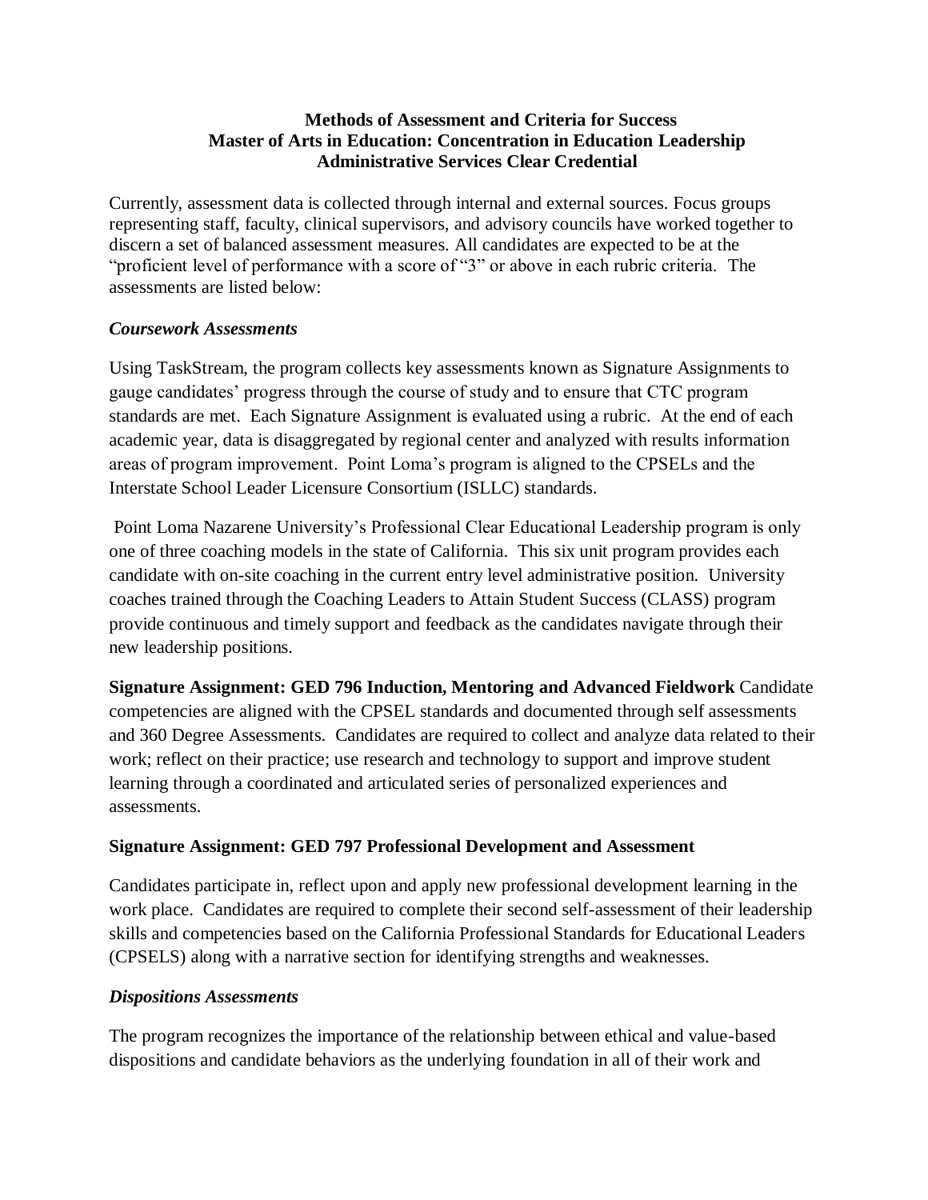**Methods of Assessment and Criteria for Success**
**Master of Arts in Education: Concentration in Education Leadership**
**Administrative Services Clear Credential**

Currently, assessment data is collected through internal and external sources. Focus groups representing staff, faculty, clinical supervisors, and advisory councils have worked together to discern a set of balanced assessment measures. All candidates are expected to be at the "proficient level of performance with a score of "3" or above in each rubric criteria. The assessments are listed below:

***Coursework Assessments***

Using TaskStream, the program collects key assessments known as Signature Assignments to gauge candidates' progress through the course of study and to ensure that CTC program standards are met. Each Signature Assignment is evaluated using a rubric. At the end of each academic year, data is disaggregated by regional center and analyzed with results information areas of program improvement. Point Loma's program is aligned to the CPSELs and the Interstate School Leader Licensure Consortium (ISLLC) standards.

Point Loma Nazarene University's Professional Clear Educational Leadership program is only one of three coaching models in the state of California. This six unit program provides each candidate with on-site coaching in the current entry level administrative position. University coaches trained through the Coaching Leaders to Attain Student Success (CLASS) program provide continuous and timely support and feedback as the candidates navigate through their new leadership positions.

**Signature Assignment: GED 796 Induction, Mentoring and Advanced Fieldwork** Candidate competencies are aligned with the CPSEL standards and documented through self assessments and 360 Degree Assessments. Candidates are required to collect and analyze data related to their work; reflect on their practice; use research and technology to support and improve student learning through a coordinated and articulated series of personalized experiences and assessments.

**Signature Assignment: GED 797 Professional Development and Assessment**

Candidates participate in, reflect upon and apply new professional development learning in the work place. Candidates are required to complete their second self-assessment of their leadership skills and competencies based on the California Professional Standards for Educational Leaders (CPSELS) along with a narrative section for identifying strengths and weaknesses.

***Dispositions Assessments***

The program recognizes the importance of the relationship between ethical and value-based dispositions and candidate behaviors as the underlying foundation in all of their work and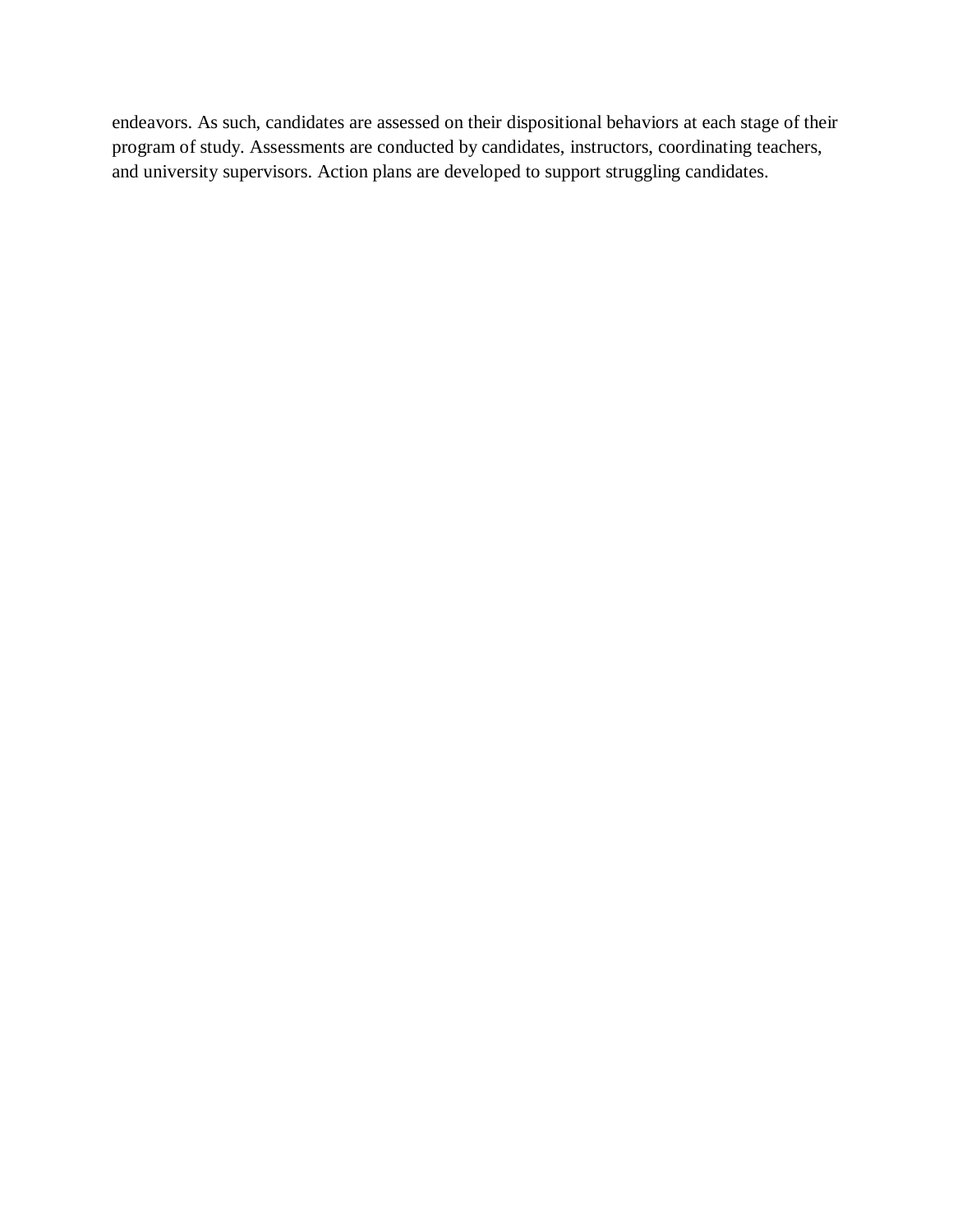endeavors. As such, candidates are assessed on their dispositional behaviors at each stage of their program of study. Assessments are conducted by candidates, instructors, coordinating teachers, and university supervisors. Action plans are developed to support struggling candidates.